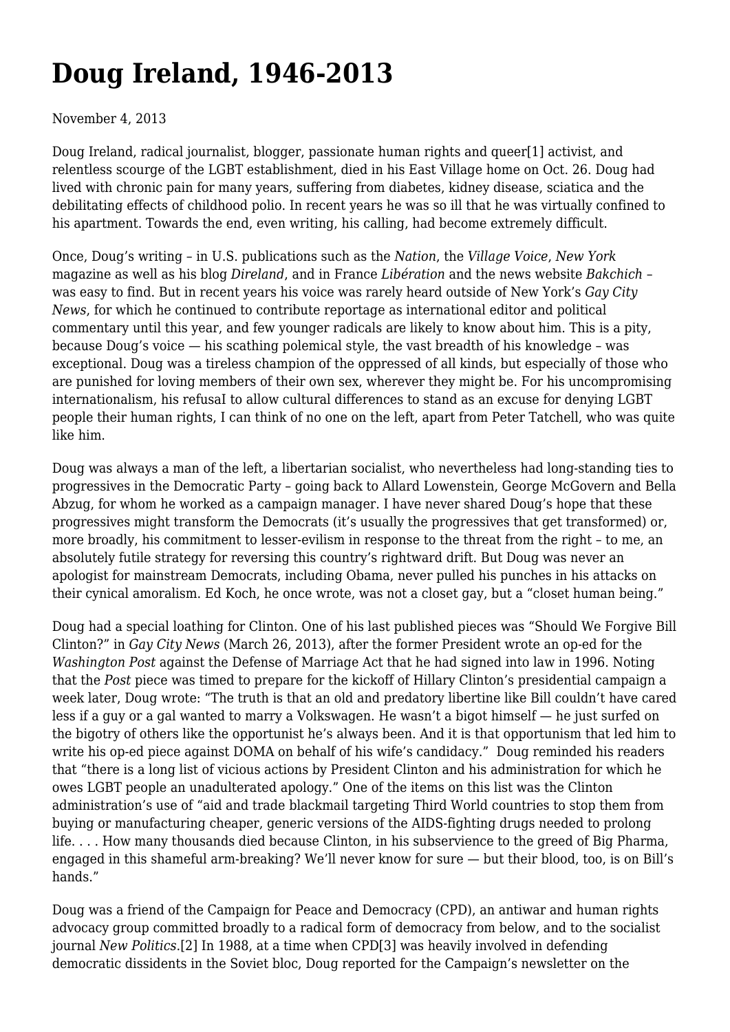# Doug Ireland, 1946-2013

November 4, 2013

Doug Ireland, radical journalist, blogger, passionate human rights and queer[1] activist, and relentless scourge of the LGBT establishment, died in his East Village home on Oct. 26. Doug had lived with chronic pain for many years, suffering from diabetes, kidney disease, sciatica and the debilitating effects of childhood polio. In recent years he was so ill that he was virtually confined to his apartment. Towards the end, even writing, his calling, had become extremely difficult.

Once, Doug's writing – in U.S. publications such as the *Nation*, the *Village Voice*, *New York* magazine as well as his blog *Direland*, and in France *Libération* and the news website *Bakchich* – was easy to find. But in recent years his voice was rarely heard outside of New York's *Gay City News*, for which he continued to contribute reportage as international editor and political commentary until this year, and few younger radicals are likely to know about him. This is a pity, because Doug's voice — his scathing polemical style, the vast breadth of his knowledge – was exceptional. Doug was a tireless champion of the oppressed of all kinds, but especially of those who are punished for loving members of their own sex, wherever they might be. For his uncompromising internationalism, his refusaI to allow cultural differences to stand as an excuse for denying LGBT people their human rights, I can think of no one on the left, apart from Peter Tatchell, who was quite like him.

Doug was always a man of the left, a libertarian socialist, who nevertheless had long-standing ties to progressives in the Democratic Party – going back to Allard Lowenstein, George McGovern and Bella Abzug, for whom he worked as a campaign manager. I have never shared Doug's hope that these progressives might transform the Democrats (it's usually the progressives that get transformed) or, more broadly, his commitment to lesser-evilism in response to the threat from the right – to me, an absolutely futile strategy for reversing this country's rightward drift. But Doug was never an apologist for mainstream Democrats, including Obama, never pulled his punches in his attacks on their cynical amoralism. Ed Koch, he once wrote, was not a closet gay, but a "closet human being."

Doug had a special loathing for Clinton. One of his last published pieces was "Should We Forgive Bill Clinton?" in *Gay City News* (March 26, 2013), after the former President wrote an op-ed for the *Washington Post* against the Defense of Marriage Act that he had signed into law in 1996. Noting that the *Post* piece was timed to prepare for the kickoff of Hillary Clinton's presidential campaign a week later, Doug wrote: "The truth is that an old and predatory libertine like Bill couldn't have cared less if a guy or a gal wanted to marry a Volkswagen. He wasn't a bigot himself — he just surfed on the bigotry of others like the opportunist he's always been. And it is that opportunism that led him to write his op-ed piece against DOMA on behalf of his wife's candidacy." Doug reminded his readers that "there is a long list of vicious actions by President Clinton and his administration for which he owes LGBT people an unadulterated apology." One of the items on this list was the Clinton administration's use of "aid and trade blackmail targeting Third World countries to stop them from buying or manufacturing cheaper, generic versions of the AIDS-fighting drugs needed to prolong life. . . . How many thousands died because Clinton, in his subservience to the greed of Big Pharma, engaged in this shameful arm-breaking? We'll never know for sure — but their blood, too, is on Bill's hands."

Doug was a friend of the Campaign for Peace and Democracy (CPD), an antiwar and human rights advocacy group committed broadly to a radical form of democracy from below, and to the socialist journal *New Politics*.[2] In 1988, at a time when CPD[3] was heavily involved in defending democratic dissidents in the Soviet bloc, Doug reported for the Campaign's newsletter on the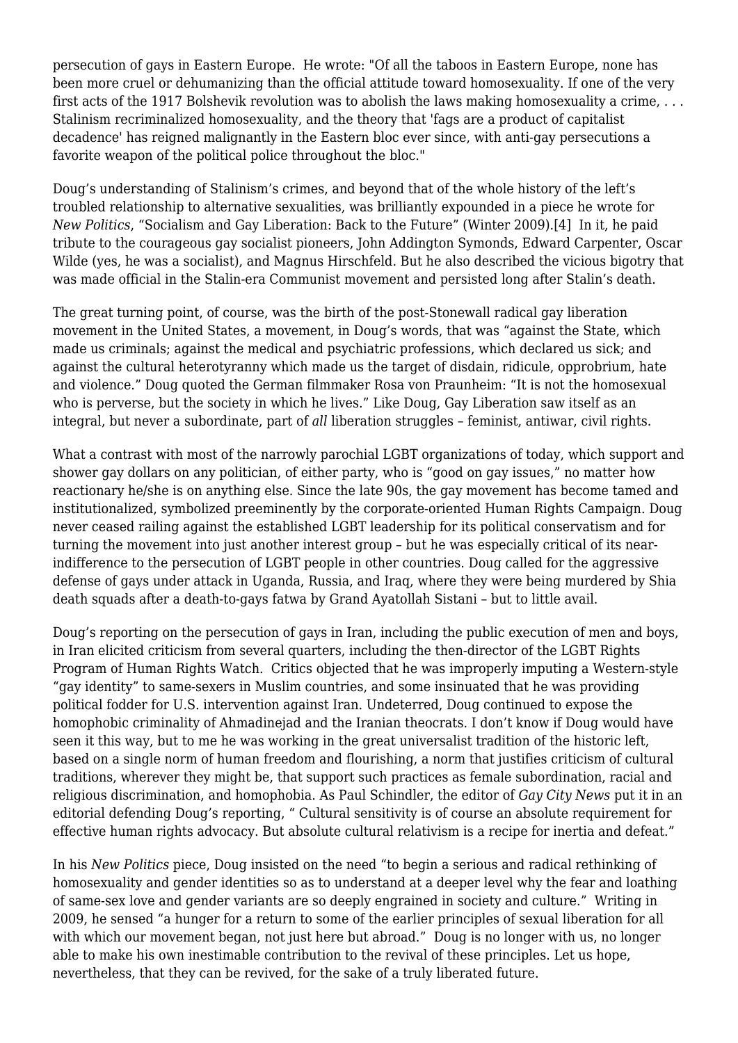persecution of gays in Eastern Europe. He wrote: "Of all the taboos in Eastern Europe, none has been more cruel or dehumanizing than the official attitude toward homosexuality. If one of the very first acts of the 1917 Bolshevik revolution was to abolish the laws making homosexuality a crime, . . . Stalinism recriminalized homosexuality, and the theory that 'fags are a product of capitalist decadence' has reigned malignantly in the Eastern bloc ever since, with anti-gay persecutions a favorite weapon of the political police throughout the bloc."

Doug's understanding of Stalinism's crimes, and beyond that of the whole history of the left's troubled relationship to alternative sexualities, was brilliantly expounded in a piece he wrote for *New Politics*, "Socialism and Gay Liberation: Back to the Future" (Winter 2009).[4] In it, he paid tribute to the courageous gay socialist pioneers, John Addington Symonds, Edward Carpenter, Oscar Wilde (yes, he was a socialist), and Magnus Hirschfeld. But he also described the vicious bigotry that was made official in the Stalin-era Communist movement and persisted long after Stalin's death.

The great turning point, of course, was the birth of the post-Stonewall radical gay liberation movement in the United States, a movement, in Doug's words, that was "against the State, which made us criminals; against the medical and psychiatric professions, which declared us sick; and against the cultural heterotyranny which made us the target of disdain, ridicule, opprobrium, hate and violence." Doug quoted the German filmmaker Rosa von Praunheim: "It is not the homosexual who is perverse, but the society in which he lives." Like Doug, Gay Liberation saw itself as an integral, but never a subordinate, part of *all* liberation struggles – feminist, antiwar, civil rights.

What a contrast with most of the narrowly parochial LGBT organizations of today, which support and shower gay dollars on any politician, of either party, who is "good on gay issues," no matter how reactionary he/she is on anything else. Since the late 90s, the gay movement has become tamed and institutionalized, symbolized preeminently by the corporate-oriented Human Rights Campaign. Doug never ceased railing against the established LGBT leadership for its political conservatism and for turning the movement into just another interest group – but he was especially critical of its near-indifference to the persecution of LGBT people in other countries. Doug called for the aggressive defense of gays under attack in Uganda, Russia, and Iraq, where they were being murdered by Shia death squads after a death-to-gays fatwa by Grand Ayatollah Sistani – but to little avail.

Doug's reporting on the persecution of gays in Iran, including the public execution of men and boys, in Iran elicited criticism from several quarters, including the then-director of the LGBT Rights Program of Human Rights Watch. Critics objected that he was improperly imputing a Western-style "gay identity" to same-sexers in Muslim countries, and some insinuated that he was providing political fodder for U.S. intervention against Iran. Undeterred, Doug continued to expose the homophobic criminality of Ahmadinejad and the Iranian theocrats. I don't know if Doug would have seen it this way, but to me he was working in the great universalist tradition of the historic left, based on a single norm of human freedom and flourishing, a norm that justifies criticism of cultural traditions, wherever they might be, that support such practices as female subordination, racial and religious discrimination, and homophobia. As Paul Schindler, the editor of *Gay City News* put it in an editorial defending Doug's reporting, " Cultural sensitivity is of course an absolute requirement for effective human rights advocacy. But absolute cultural relativism is a recipe for inertia and defeat."

In his *New Politics* piece, Doug insisted on the need "to begin a serious and radical rethinking of homosexuality and gender identities so as to understand at a deeper level why the fear and loathing of same-sex love and gender variants are so deeply engrained in society and culture." Writing in 2009, he sensed "a hunger for a return to some of the earlier principles of sexual liberation for all with which our movement began, not just here but abroad." Doug is no longer with us, no longer able to make his own inestimable contribution to the revival of these principles. Let us hope, nevertheless, that they can be revived, for the sake of a truly liberated future.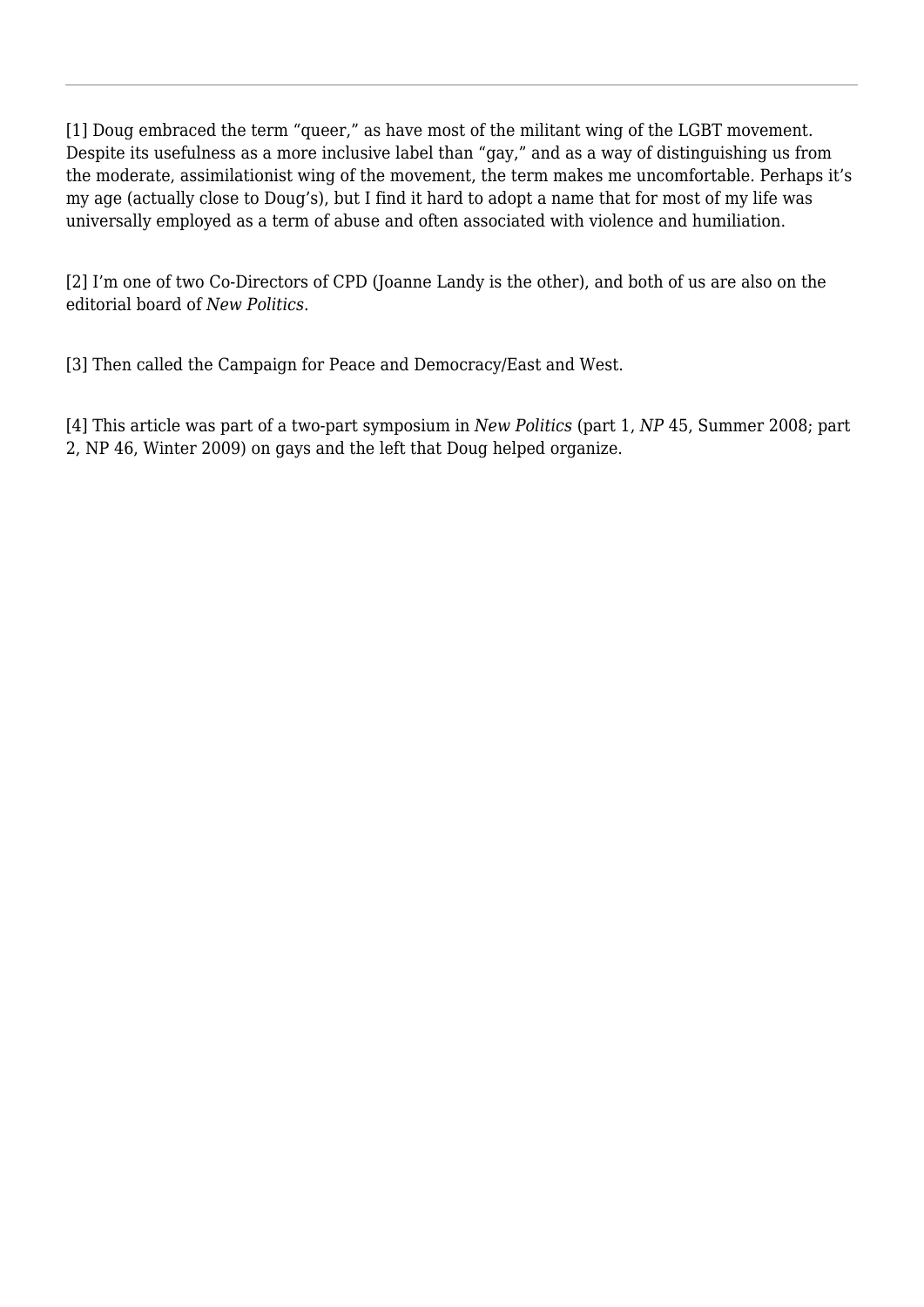---

[1] Doug embraced the term "queer," as have most of the militant wing of the LGBT movement. Despite its usefulness as a more inclusive label than "gay," and as a way of distinguishing us from the moderate, assimilationist wing of the movement, the term makes me uncomfortable. Perhaps it's my age (actually close to Doug's), but I find it hard to adopt a name that for most of my life was universally employed as a term of abuse and often associated with violence and humiliation.

[2] I'm one of two Co-Directors of CPD (Joanne Landy is the other), and both of us are also on the editorial board of *New Politics*.

[3] Then called the Campaign for Peace and Democracy/East and West.

[4] This article was part of a two-part symposium in *New Politics* (part 1, *NP* 45, Summer 2008; part 2, NP 46, Winter 2009) on gays and the left that Doug helped organize.